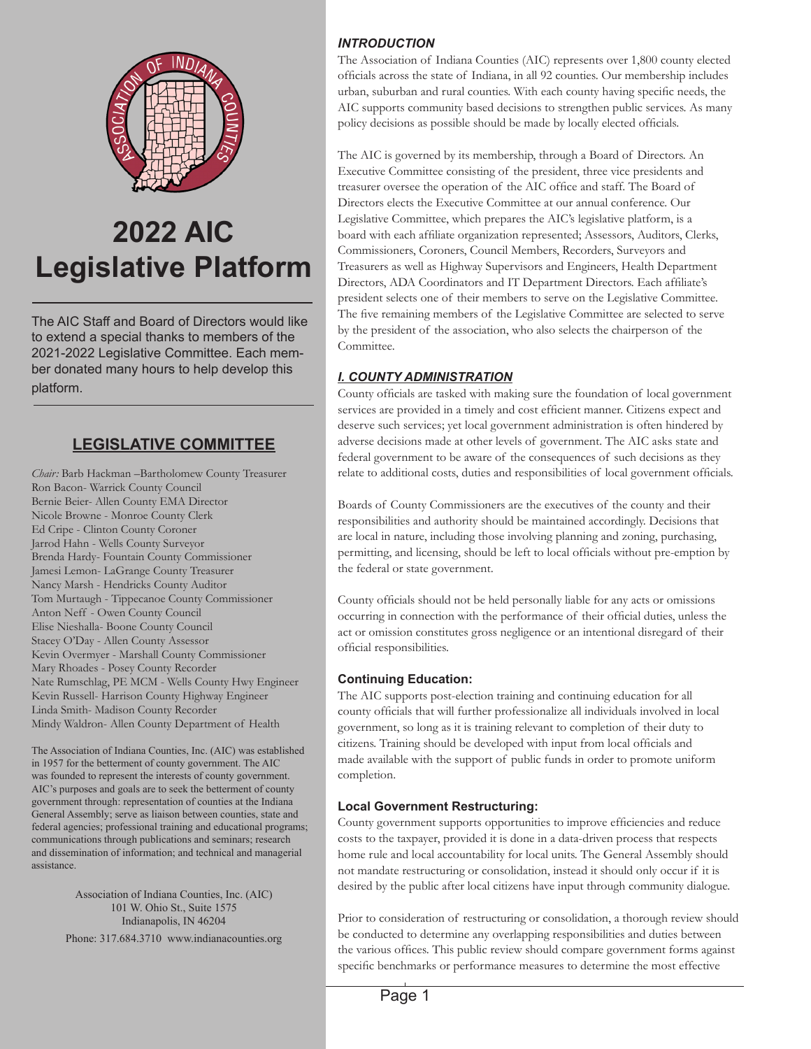# 2022 AIC Legislative Platform

The AIC Staff and Board of Directors would like to extend a special thanks to members of the 2021-2022 Legislative Committee. Each member donated many hours to help develop this platform.

## LEGISLATIVE COMMITTEE

*Chair:* Barb Hackman –Bartholomew County Treasurer
Ron Bacon- Warrick County Council
Bernie Beier- Allen County EMA Director
Nicole Browne - Monroe County Clerk
Ed Cripe - Clinton County Coroner
Jarrod Hahn - Wells County Surveyor
Brenda Hardy- Fountain County Commissioner
Jamesi Lemon- LaGrange County Treasurer
Nancy Marsh - Hendricks County Auditor
Tom Murtaugh - Tippecanoe County Commissioner
Anton Neff - Owen County Council
Elise Nieshalla- Boone County Council
Stacey O'Day - Allen County Assessor
Kevin Overmyer - Marshall County Commissioner
Mary Rhoades - Posey County Recorder
Nate Rumschlag, PE MCM - Wells County Hwy Engineer
Kevin Russell- Harrison County Highway Engineer
Linda Smith- Madison County Recorder
Mindy Waldron- Allen County Department of Health

The Association of Indiana Counties, Inc. (AIC) was established in 1957 for the betterment of county government. The AIC was founded to represent the interests of county government. AIC's purposes and goals are to seek the betterment of county government through: representation of counties at the Indiana General Assembly; serve as liaison between counties, state and federal agencies; professional training and educational programs; communications through publications and seminars; research and dissemination of information; and technical and managerial assistance.

Association of Indiana Counties, Inc. (AIC)
101 W. Ohio St., Suite 1575
Indianapolis, IN 46204
Phone: 317.684.3710 www.indianacounties.org

### *INTRODUCTION*

The Association of Indiana Counties (AIC) represents over 1,800 county elected officials across the state of Indiana, in all 92 counties. Our membership includes urban, suburban and rural counties. With each county having specific needs, the AIC supports community based decisions to strengthen public services. As many policy decisions as possible should be made by locally elected officials.

The AIC is governed by its membership, through a Board of Directors. An Executive Committee consisting of the president, three vice presidents and treasurer oversee the operation of the AIC office and staff. The Board of Directors elects the Executive Committee at our annual conference. Our Legislative Committee, which prepares the AIC's legislative platform, is a board with each affiliate organization represented; Assessors, Auditors, Clerks, Commissioners, Coroners, Council Members, Recorders, Surveyors and Treasurers as well as Highway Supervisors and Engineers, Health Department Directors, ADA Coordinators and IT Department Directors. Each affiliate's president selects one of their members to serve on the Legislative Committee. The five remaining members of the Legislative Committee are selected to serve by the president of the association, who also selects the chairperson of the Committee.

### *I. COUNTY ADMINISTRATION*

County officials are tasked with making sure the foundation of local government services are provided in a timely and cost efficient manner. Citizens expect and deserve such services; yet local government administration is often hindered by adverse decisions made at other levels of government. The AIC asks state and federal government to be aware of the consequences of such decisions as they relate to additional costs, duties and responsibilities of local government officials.

Boards of County Commissioners are the executives of the county and their responsibilities and authority should be maintained accordingly. Decisions that are local in nature, including those involving planning and zoning, purchasing, permitting, and licensing, should be left to local officials without pre-emption by the federal or state government.

County officials should not be held personally liable for any acts or omissions occurring in connection with the performance of their official duties, unless the act or omission constitutes gross negligence or an intentional disregard of their official responsibilities.

#### Continuing Education:

The AIC supports post-election training and continuing education for all county officials that will further professionalize all individuals involved in local government, so long as it is training relevant to completion of their duty to citizens. Training should be developed with input from local officials and made available with the support of public funds in order to promote uniform completion.

#### Local Government Restructuring:

County government supports opportunities to improve efficiencies and reduce costs to the taxpayer, provided it is done in a data-driven process that respects home rule and local accountability for local units. The General Assembly should not mandate restructuring or consolidation, instead it should only occur if it is desired by the public after local citizens have input through community dialogue.

Prior to consideration of restructuring or consolidation, a thorough review should be conducted to determine any overlapping responsibilities and duties between the various offices. This public review should compare government forms against specific benchmarks or performance measures to determine the most effective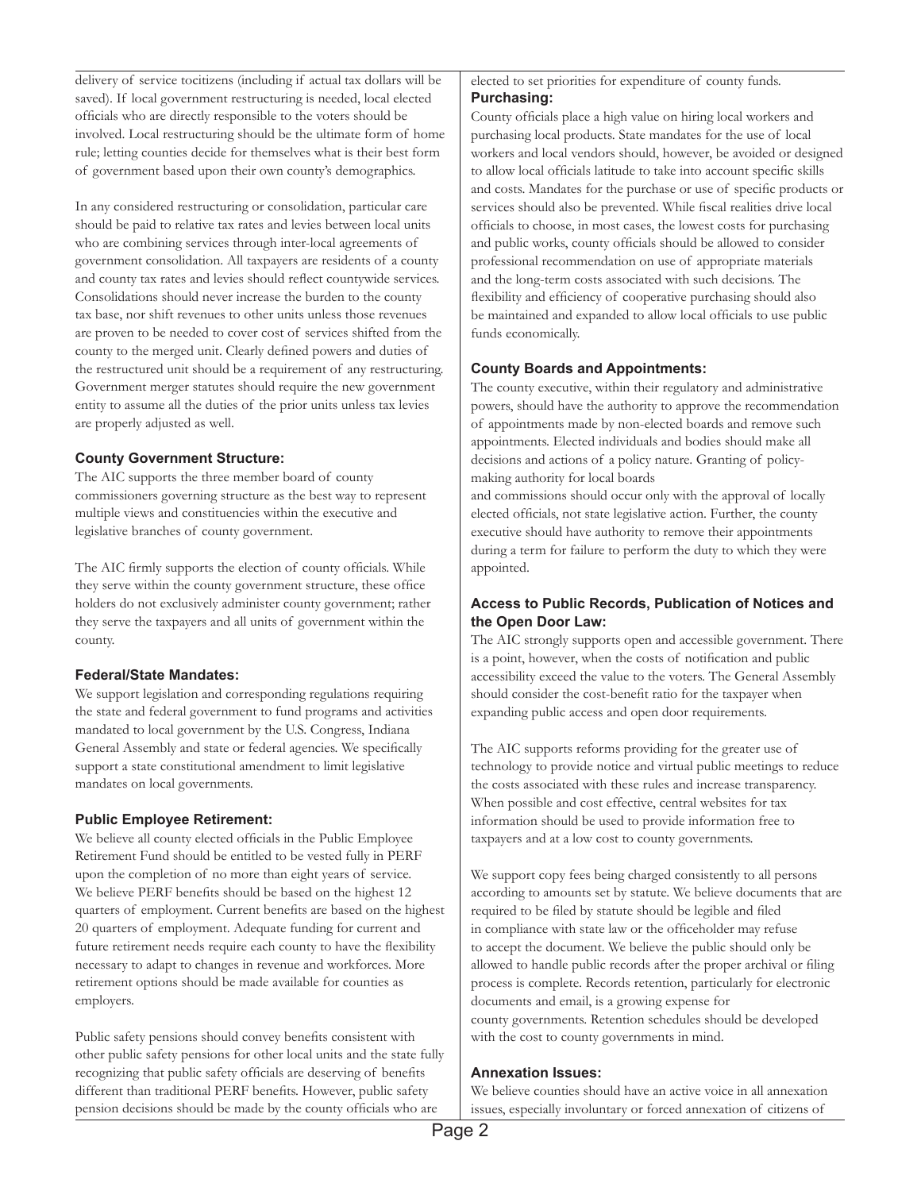delivery of service tocitizens (including if actual tax dollars will be saved). If local government restructuring is needed, local elected officials who are directly responsible to the voters should be involved. Local restructuring should be the ultimate form of home rule; letting counties decide for themselves what is their best form of government based upon their own county's demographics.

In any considered restructuring or consolidation, particular care should be paid to relative tax rates and levies between local units who are combining services through inter-local agreements of government consolidation. All taxpayers are residents of a county and county tax rates and levies should reflect countywide services. Consolidations should never increase the burden to the county tax base, nor shift revenues to other units unless those revenues are proven to be needed to cover cost of services shifted from the county to the merged unit. Clearly defined powers and duties of the restructured unit should be a requirement of any restructuring. Government merger statutes should require the new government entity to assume all the duties of the prior units unless tax levies are properly adjusted as well.

### County Government Structure:

The AIC supports the three member board of county commissioners governing structure as the best way to represent multiple views and constituencies within the executive and legislative branches of county government.

The AIC firmly supports the election of county officials. While they serve within the county government structure, these office holders do not exclusively administer county government; rather they serve the taxpayers and all units of government within the county.

### Federal/State Mandates:

We support legislation and corresponding regulations requiring the state and federal government to fund programs and activities mandated to local government by the U.S. Congress, Indiana General Assembly and state or federal agencies. We specifically support a state constitutional amendment to limit legislative mandates on local governments.

### Public Employee Retirement:

We believe all county elected officials in the Public Employee Retirement Fund should be entitled to be vested fully in PERF upon the completion of no more than eight years of service. We believe PERF benefits should be based on the highest 12 quarters of employment. Current benefits are based on the highest 20 quarters of employment. Adequate funding for current and future retirement needs require each county to have the flexibility necessary to adapt to changes in revenue and workforces. More retirement options should be made available for counties as employers.

Public safety pensions should convey benefits consistent with other public safety pensions for other local units and the state fully recognizing that public safety officials are deserving of benefits different than traditional PERF benefits. However, public safety pension decisions should be made by the county officials who are elected to set priorities for expenditure of county funds.

### Purchasing:

County officials place a high value on hiring local workers and purchasing local products. State mandates for the use of local workers and local vendors should, however, be avoided or designed to allow local officials latitude to take into account specific skills and costs. Mandates for the purchase or use of specific products or services should also be prevented. While fiscal realities drive local officials to choose, in most cases, the lowest costs for purchasing and public works, county officials should be allowed to consider professional recommendation on use of appropriate materials and the long-term costs associated with such decisions. The flexibility and efficiency of cooperative purchasing should also be maintained and expanded to allow local officials to use public funds economically.

### County Boards and Appointments:

The county executive, within their regulatory and administrative powers, should have the authority to approve the recommendation of appointments made by non-elected boards and remove such appointments. Elected individuals and bodies should make all decisions and actions of a policy nature. Granting of policy-making authority for local boards and commissions should occur only with the approval of locally elected officials, not state legislative action. Further, the county executive should have authority to remove their appointments during a term for failure to perform the duty to which they were appointed.

### Access to Public Records, Publication of Notices and the Open Door Law:

The AIC strongly supports open and accessible government. There is a point, however, when the costs of notification and public accessibility exceed the value to the voters. The General Assembly should consider the cost-benefit ratio for the taxpayer when expanding public access and open door requirements.

The AIC supports reforms providing for the greater use of technology to provide notice and virtual public meetings to reduce the costs associated with these rules and increase transparency. When possible and cost effective, central websites for tax information should be used to provide information free to taxpayers and at a low cost to county governments.

We support copy fees being charged consistently to all persons according to amounts set by statute. We believe documents that are required to be filed by statute should be legible and filed in compliance with state law or the officeholder may refuse to accept the document. We believe the public should only be allowed to handle public records after the proper archival or filing process is complete. Records retention, particularly for electronic documents and email, is a growing expense for county governments. Retention schedules should be developed with the cost to county governments in mind.

### Annexation Issues:

We believe counties should have an active voice in all annexation issues, especially involuntary or forced annexation of citizens of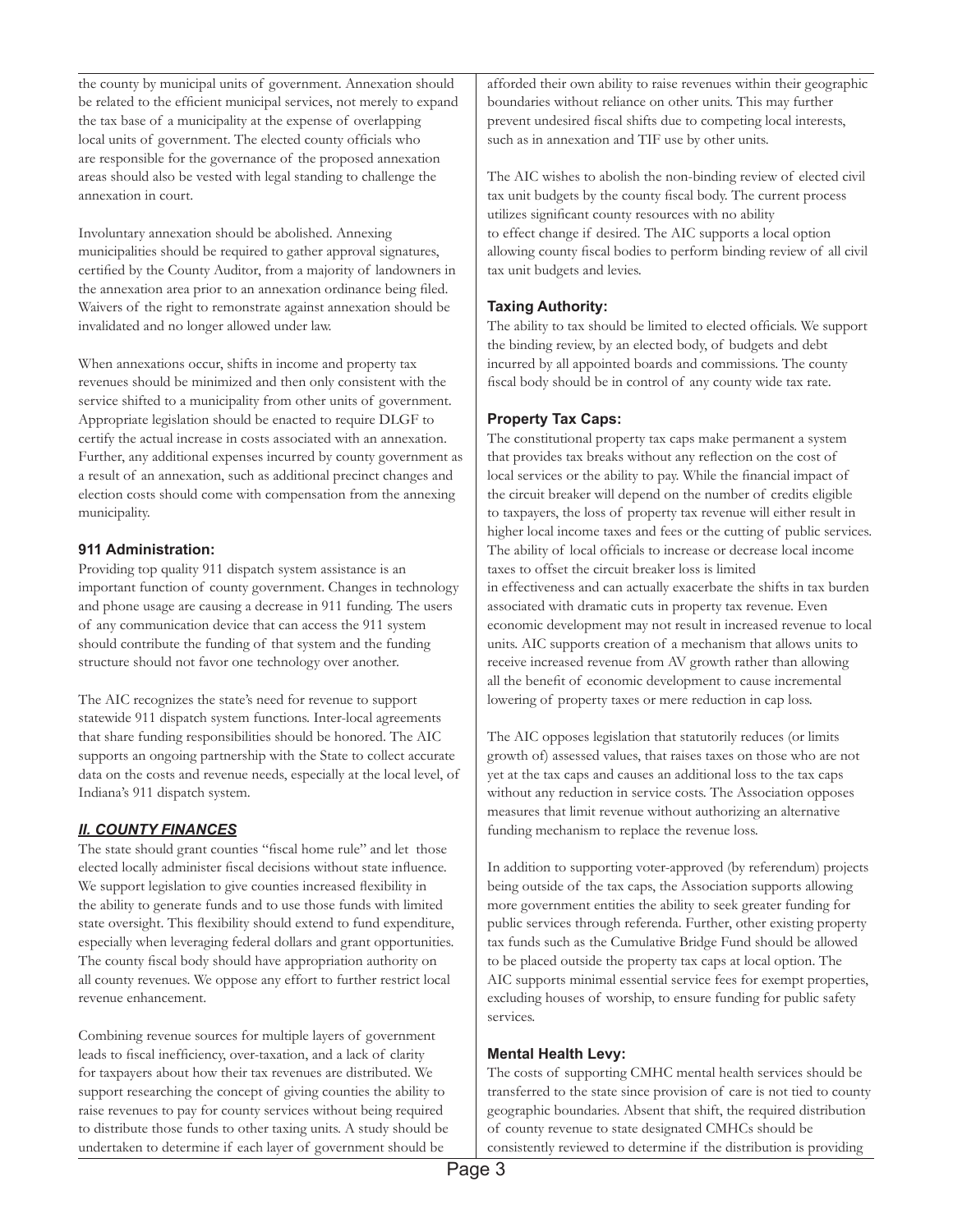the county by municipal units of government. Annexation should be related to the efficient municipal services, not merely to expand the tax base of a municipality at the expense of overlapping local units of government. The elected county officials who are responsible for the governance of the proposed annexation areas should also be vested with legal standing to challenge the annexation in court.

Involuntary annexation should be abolished. Annexing municipalities should be required to gather approval signatures, certified by the County Auditor, from a majority of landowners in the annexation area prior to an annexation ordinance being filed. Waivers of the right to remonstrate against annexation should be invalidated and no longer allowed under law.

When annexations occur, shifts in income and property tax revenues should be minimized and then only consistent with the service shifted to a municipality from other units of government. Appropriate legislation should be enacted to require DLGF to certify the actual increase in costs associated with an annexation. Further, any additional expenses incurred by county government as a result of an annexation, such as additional precinct changes and election costs should come with compensation from the annexing municipality.

### 911 Administration:

Providing top quality 911 dispatch system assistance is an important function of county government. Changes in technology and phone usage are causing a decrease in 911 funding. The users of any communication device that can access the 911 system should contribute the funding of that system and the funding structure should not favor one technology over another.

The AIC recognizes the state's need for revenue to support statewide 911 dispatch system functions. Inter-local agreements that share funding responsibilities should be honored. The AIC supports an ongoing partnership with the State to collect accurate data on the costs and revenue needs, especially at the local level, of Indiana's 911 dispatch system.

## ***II. COUNTY FINANCES***

The state should grant counties "fiscal home rule" and let those elected locally administer fiscal decisions without state influence. We support legislation to give counties increased flexibility in the ability to generate funds and to use those funds with limited state oversight. This flexibility should extend to fund expenditure, especially when leveraging federal dollars and grant opportunities. The county fiscal body should have appropriation authority on all county revenues. We oppose any effort to further restrict local revenue enhancement.

Combining revenue sources for multiple layers of government leads to fiscal inefficiency, over-taxation, and a lack of clarity for taxpayers about how their tax revenues are distributed. We support researching the concept of giving counties the ability to raise revenues to pay for county services without being required to distribute those funds to other taxing units. A study should be undertaken to determine if each layer of government should be afforded their own ability to raise revenues within their geographic boundaries without reliance on other units. This may further prevent undesired fiscal shifts due to competing local interests, such as in annexation and TIF use by other units.

The AIC wishes to abolish the non-binding review of elected civil tax unit budgets by the county fiscal body. The current process utilizes significant county resources with no ability to effect change if desired. The AIC supports a local option allowing county fiscal bodies to perform binding review of all civil tax unit budgets and levies.

### Taxing Authority:

The ability to tax should be limited to elected officials. We support the binding review, by an elected body, of budgets and debt incurred by all appointed boards and commissions. The county fiscal body should be in control of any county wide tax rate.

### Property Tax Caps:

The constitutional property tax caps make permanent a system that provides tax breaks without any reflection on the cost of local services or the ability to pay. While the financial impact of the circuit breaker will depend on the number of credits eligible to taxpayers, the loss of property tax revenue will either result in higher local income taxes and fees or the cutting of public services. The ability of local officials to increase or decrease local income taxes to offset the circuit breaker loss is limited in effectiveness and can actually exacerbate the shifts in tax burden associated with dramatic cuts in property tax revenue. Even economic development may not result in increased revenue to local units. AIC supports creation of a mechanism that allows units to receive increased revenue from AV growth rather than allowing all the benefit of economic development to cause incremental lowering of property taxes or mere reduction in cap loss.

The AIC opposes legislation that statutorily reduces (or limits growth of) assessed values, that raises taxes on those who are not yet at the tax caps and causes an additional loss to the tax caps without any reduction in service costs. The Association opposes measures that limit revenue without authorizing an alternative funding mechanism to replace the revenue loss.

In addition to supporting voter-approved (by referendum) projects being outside of the tax caps, the Association supports allowing more government entities the ability to seek greater funding for public services through referenda. Further, other existing property tax funds such as the Cumulative Bridge Fund should be allowed to be placed outside the property tax caps at local option. The AIC supports minimal essential service fees for exempt properties, excluding houses of worship, to ensure funding for public safety services.

### Mental Health Levy:

The costs of supporting CMHC mental health services should be transferred to the state since provision of care is not tied to county geographic boundaries. Absent that shift, the required distribution of county revenue to state designated CMHCs should be consistently reviewed to determine if the distribution is providing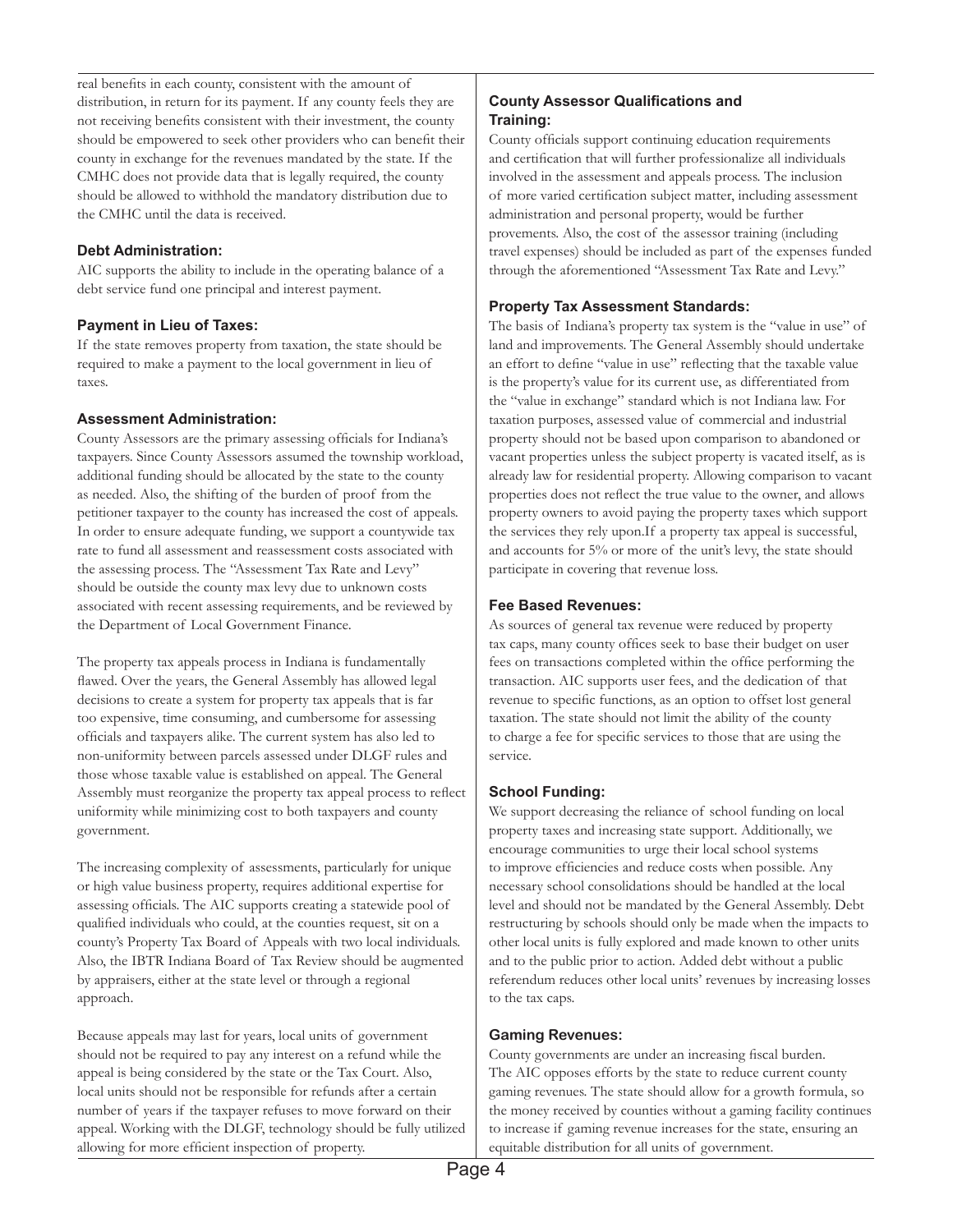real benefits in each county, consistent with the amount of distribution, in return for its payment. If any county feels they are not receiving benefits consistent with their investment, the county should be empowered to seek other providers who can benefit their county in exchange for the revenues mandated by the state. If the CMHC does not provide data that is legally required, the county should be allowed to withhold the mandatory distribution due to the CMHC until the data is received.

### Debt Administration:

AIC supports the ability to include in the operating balance of a debt service fund one principal and interest payment.

### Payment in Lieu of Taxes:

If the state removes property from taxation, the state should be required to make a payment to the local government in lieu of taxes.

### Assessment Administration:

County Assessors are the primary assessing officials for Indiana's taxpayers. Since County Assessors assumed the township workload, additional funding should be allocated by the state to the county as needed. Also, the shifting of the burden of proof from the petitioner taxpayer to the county has increased the cost of appeals. In order to ensure adequate funding, we support a countywide tax rate to fund all assessment and reassessment costs associated with the assessing process. The "Assessment Tax Rate and Levy" should be outside the county max levy due to unknown costs associated with recent assessing requirements, and be reviewed by the Department of Local Government Finance.

The property tax appeals process in Indiana is fundamentally flawed. Over the years, the General Assembly has allowed legal decisions to create a system for property tax appeals that is far too expensive, time consuming, and cumbersome for assessing officials and taxpayers alike. The current system has also led to non-uniformity between parcels assessed under DLGF rules and those whose taxable value is established on appeal. The General Assembly must reorganize the property tax appeal process to reflect uniformity while minimizing cost to both taxpayers and county government.

The increasing complexity of assessments, particularly for unique or high value business property, requires additional expertise for assessing officials. The AIC supports creating a statewide pool of qualified individuals who could, at the counties request, sit on a county's Property Tax Board of Appeals with two local individuals. Also, the IBTR Indiana Board of Tax Review should be augmented by appraisers, either at the state level or through a regional approach.

Because appeals may last for years, local units of government should not be required to pay any interest on a refund while the appeal is being considered by the state or the Tax Court. Also, local units should not be responsible for refunds after a certain number of years if the taxpayer refuses to move forward on their appeal. Working with the DLGF, technology should be fully utilized allowing for more efficient inspection of property.

### County Assessor Qualifications and Training:

County officials support continuing education requirements and certification that will further professionalize all individuals involved in the assessment and appeals process. The inclusion of more varied certification subject matter, including assessment administration and personal property, would be further provements. Also, the cost of the assessor training (including travel expenses) should be included as part of the expenses funded through the aforementioned "Assessment Tax Rate and Levy."

### Property Tax Assessment Standards:

The basis of Indiana's property tax system is the "value in use" of land and improvements. The General Assembly should undertake an effort to define "value in use" reflecting that the taxable value is the property's value for its current use, as differentiated from the "value in exchange" standard which is not Indiana law. For taxation purposes, assessed value of commercial and industrial property should not be based upon comparison to abandoned or vacant properties unless the subject property is vacated itself, as is already law for residential property. Allowing comparison to vacant properties does not reflect the true value to the owner, and allows property owners to avoid paying the property taxes which support the services they rely upon.If a property tax appeal is successful, and accounts for 5% or more of the unit's levy, the state should participate in covering that revenue loss.

### Fee Based Revenues:

As sources of general tax revenue were reduced by property tax caps, many county offices seek to base their budget on user fees on transactions completed within the office performing the transaction. AIC supports user fees, and the dedication of that revenue to specific functions, as an option to offset lost general taxation. The state should not limit the ability of the county to charge a fee for specific services to those that are using the service.

### School Funding:

We support decreasing the reliance of school funding on local property taxes and increasing state support. Additionally, we encourage communities to urge their local school systems to improve efficiencies and reduce costs when possible. Any necessary school consolidations should be handled at the local level and should not be mandated by the General Assembly. Debt restructuring by schools should only be made when the impacts to other local units is fully explored and made known to other units and to the public prior to action. Added debt without a public referendum reduces other local units' revenues by increasing losses to the tax caps.

### Gaming Revenues:

County governments are under an increasing fiscal burden. The AIC opposes efforts by the state to reduce current county gaming revenues. The state should allow for a growth formula, so the money received by counties without a gaming facility continues to increase if gaming revenue increases for the state, ensuring an equitable distribution for all units of government.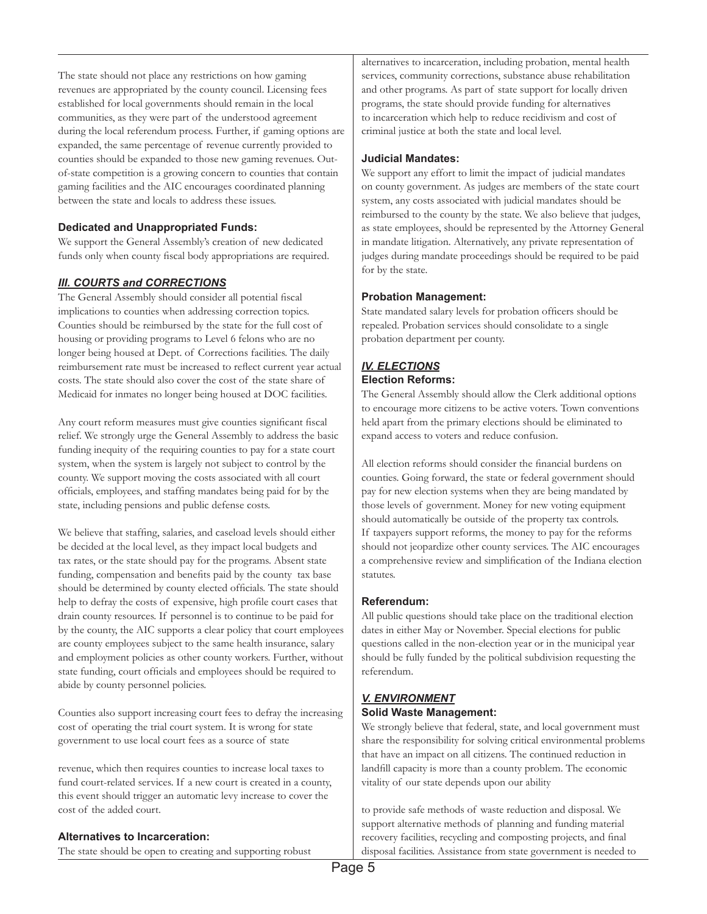The state should not place any restrictions on how gaming revenues are appropriated by the county council. Licensing fees established for local governments should remain in the local communities, as they were part of the understood agreement during the local referendum process. Further, if gaming options are expanded, the same percentage of revenue currently provided to counties should be expanded to those new gaming revenues. Out-of-state competition is a growing concern to counties that contain gaming facilities and the AIC encourages coordinated planning between the state and locals to address these issues.

### Dedicated and Unappropriated Funds:

We support the General Assembly's creation of new dedicated funds only when county fiscal body appropriations are required.

## ***III. COURTS and CORRECTIONS***

The General Assembly should consider all potential fiscal implications to counties when addressing correction topics. Counties should be reimbursed by the state for the full cost of housing or providing programs to Level 6 felons who are no longer being housed at Dept. of Corrections facilities. The daily reimbursement rate must be increased to reflect current year actual costs. The state should also cover the cost of the state share of Medicaid for inmates no longer being housed at DOC facilities.

Any court reform measures must give counties significant fiscal relief. We strongly urge the General Assembly to address the basic funding inequity of the requiring counties to pay for a state court system, when the system is largely not subject to control by the county. We support moving the costs associated with all court officials, employees, and staffing mandates being paid for by the state, including pensions and public defense costs.

We believe that staffing, salaries, and caseload levels should either be decided at the local level, as they impact local budgets and tax rates, or the state should pay for the programs. Absent state funding, compensation and benefits paid by the county tax base should be determined by county elected officials. The state should help to defray the costs of expensive, high profile court cases that drain county resources. If personnel is to continue to be paid for by the county, the AIC supports a clear policy that court employees are county employees subject to the same health insurance, salary and employment policies as other county workers. Further, without state funding, court officials and employees should be required to abide by county personnel policies.

Counties also support increasing court fees to defray the increasing cost of operating the trial court system. It is wrong for state government to use local court fees as a source of state revenue, which then requires counties to increase local taxes to fund court-related services. If a new court is created in a county, this event should trigger an automatic levy increase to cover the cost of the added court.

### Alternatives to Incarceration:

The state should be open to creating and supporting robust alternatives to incarceration, including probation, mental health services, community corrections, substance abuse rehabilitation and other programs. As part of state support for locally driven programs, the state should provide funding for alternatives to incarceration which help to reduce recidivism and cost of criminal justice at both the state and local level.

### Judicial Mandates:

We support any effort to limit the impact of judicial mandates on county government. As judges are members of the state court system, any costs associated with judicial mandates should be reimbursed to the county by the state. We also believe that judges, as state employees, should be represented by the Attorney General in mandate litigation. Alternatively, any private representation of judges during mandate proceedings should be required to be paid for by the state.

### Probation Management:

State mandated salary levels for probation officers should be repealed. Probation services should consolidate to a single probation department per county.

## ***IV. ELECTIONS***

### Election Reforms:

The General Assembly should allow the Clerk additional options to encourage more citizens to be active voters. Town conventions held apart from the primary elections should be eliminated to expand access to voters and reduce confusion.

All election reforms should consider the financial burdens on counties. Going forward, the state or federal government should pay for new election systems when they are being mandated by those levels of government. Money for new voting equipment should automatically be outside of the property tax controls. If taxpayers support reforms, the money to pay for the reforms should not jeopardize other county services. The AIC encourages a comprehensive review and simplification of the Indiana election statutes.

### Referendum:

All public questions should take place on the traditional election dates in either May or November. Special elections for public questions called in the non-election year or in the municipal year should be fully funded by the political subdivision requesting the referendum.

## ***V. ENVIRONMENT***

### Solid Waste Management:

We strongly believe that federal, state, and local government must share the responsibility for solving critical environmental problems that have an impact on all citizens. The continued reduction in landfill capacity is more than a county problem. The economic vitality of our state depends upon our ability to provide safe methods of waste reduction and disposal. We support alternative methods of planning and funding material recovery facilities, recycling and composting projects, and final disposal facilities. Assistance from state government is needed to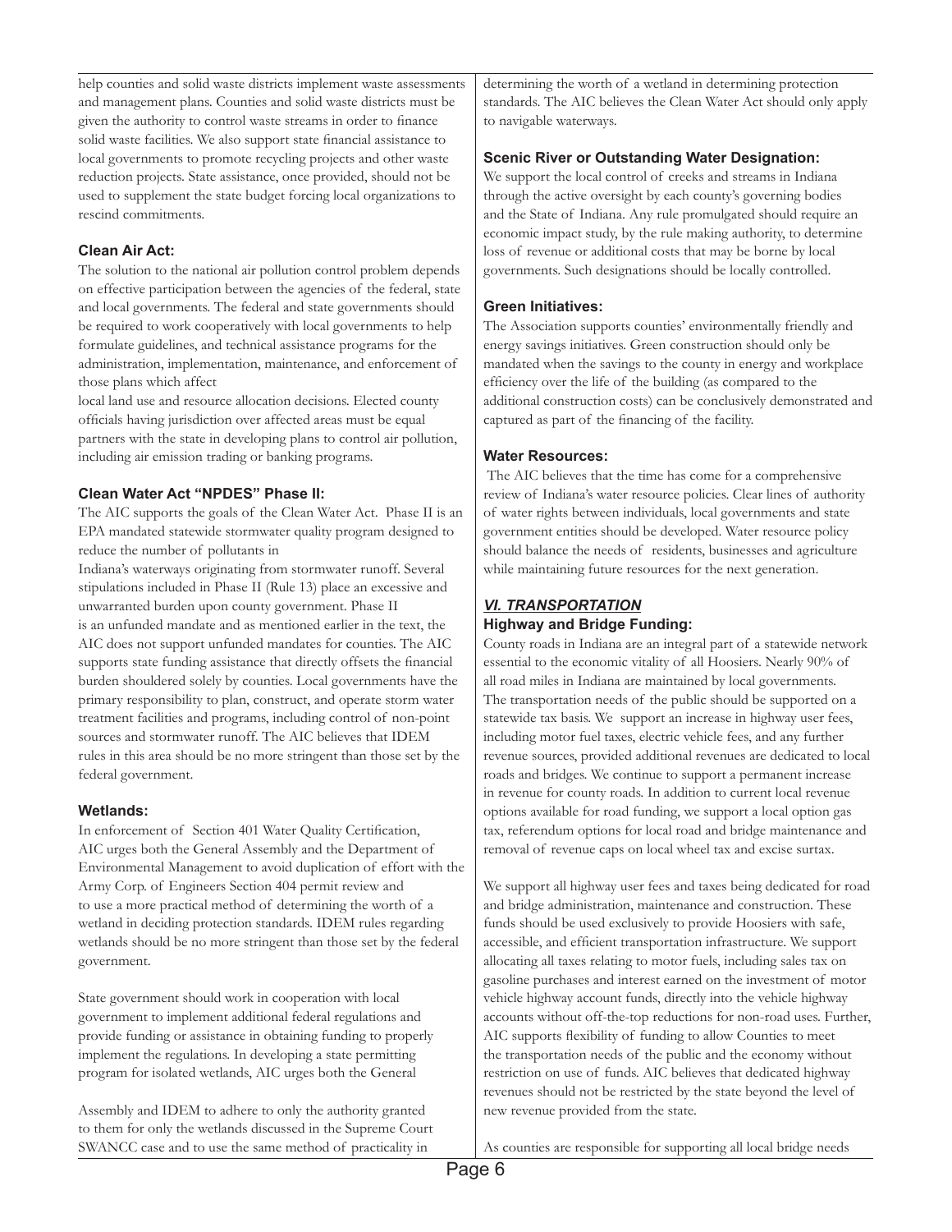help counties and solid waste districts implement waste assessments and management plans. Counties and solid waste districts must be given the authority to control waste streams in order to finance solid waste facilities. We also support state financial assistance to local governments to promote recycling projects and other waste reduction projects. State assistance, once provided, should not be used to supplement the state budget forcing local organizations to rescind commitments.

### Clean Air Act:

The solution to the national air pollution control problem depends on effective participation between the agencies of the federal, state and local governments. The federal and state governments should be required to work cooperatively with local governments to help formulate guidelines, and technical assistance programs for the administration, implementation, maintenance, and enforcement of those plans which affect local land use and resource allocation decisions. Elected county officials having jurisdiction over affected areas must be equal partners with the state in developing plans to control air pollution, including air emission trading or banking programs.

### Clean Water Act "NPDES" Phase II:

The AIC supports the goals of the Clean Water Act. Phase II is an EPA mandated statewide stormwater quality program designed to reduce the number of pollutants in Indiana's waterways originating from stormwater runoff. Several stipulations included in Phase II (Rule 13) place an excessive and unwarranted burden upon county government. Phase II is an unfunded mandate and as mentioned earlier in the text, the AIC does not support unfunded mandates for counties. The AIC supports state funding assistance that directly offsets the financial burden shouldered solely by counties. Local governments have the primary responsibility to plan, construct, and operate storm water treatment facilities and programs, including control of non-point sources and stormwater runoff. The AIC believes that IDEM rules in this area should be no more stringent than those set by the federal government.

### Wetlands:

In enforcement of Section 401 Water Quality Certification, AIC urges both the General Assembly and the Department of Environmental Management to avoid duplication of effort with the Army Corp. of Engineers Section 404 permit review and to use a more practical method of determining the worth of a wetland in deciding protection standards. IDEM rules regarding wetlands should be no more stringent than those set by the federal government.

State government should work in cooperation with local government to implement additional federal regulations and provide funding or assistance in obtaining funding to properly implement the regulations. In developing a state permitting program for isolated wetlands, AIC urges both the General Assembly and IDEM to adhere to only the authority granted to them for only the wetlands discussed in the Supreme Court SWANCC case and to use the same method of practicality in determining the worth of a wetland in determining protection standards. The AIC believes the Clean Water Act should only apply to navigable waterways.

### Scenic River or Outstanding Water Designation:

We support the local control of creeks and streams in Indiana through the active oversight by each county's governing bodies and the State of Indiana. Any rule promulgated should require an economic impact study, by the rule making authority, to determine loss of revenue or additional costs that may be borne by local governments. Such designations should be locally controlled.

### Green Initiatives:

The Association supports counties' environmentally friendly and energy savings initiatives. Green construction should only be mandated when the savings to the county in energy and workplace efficiency over the life of the building (as compared to the additional construction costs) can be conclusively demonstrated and captured as part of the financing of the facility.

### Water Resources:

The AIC believes that the time has come for a comprehensive review of Indiana's water resource policies. Clear lines of authority of water rights between individuals, local governments and state government entities should be developed. Water resource policy should balance the needs of residents, businesses and agriculture while maintaining future resources for the next generation.

## *VI. TRANSPORTATION*

### Highway and Bridge Funding:

County roads in Indiana are an integral part of a statewide network essential to the economic vitality of all Hoosiers. Nearly 90% of all road miles in Indiana are maintained by local governments. The transportation needs of the public should be supported on a statewide tax basis. We support an increase in highway user fees, including motor fuel taxes, electric vehicle fees, and any further revenue sources, provided additional revenues are dedicated to local roads and bridges. We continue to support a permanent increase in revenue for county roads. In addition to current local revenue options available for road funding, we support a local option gas tax, referendum options for local road and bridge maintenance and removal of revenue caps on local wheel tax and excise surtax.

We support all highway user fees and taxes being dedicated for road and bridge administration, maintenance and construction. These funds should be used exclusively to provide Hoosiers with safe, accessible, and efficient transportation infrastructure. We support allocating all taxes relating to motor fuels, including sales tax on gasoline purchases and interest earned on the investment of motor vehicle highway account funds, directly into the vehicle highway accounts without off-the-top reductions for non-road uses. Further, AIC supports flexibility of funding to allow Counties to meet the transportation needs of the public and the economy without restriction on use of funds. AIC believes that dedicated highway revenues should not be restricted by the state beyond the level of new revenue provided from the state.

As counties are responsible for supporting all local bridge needs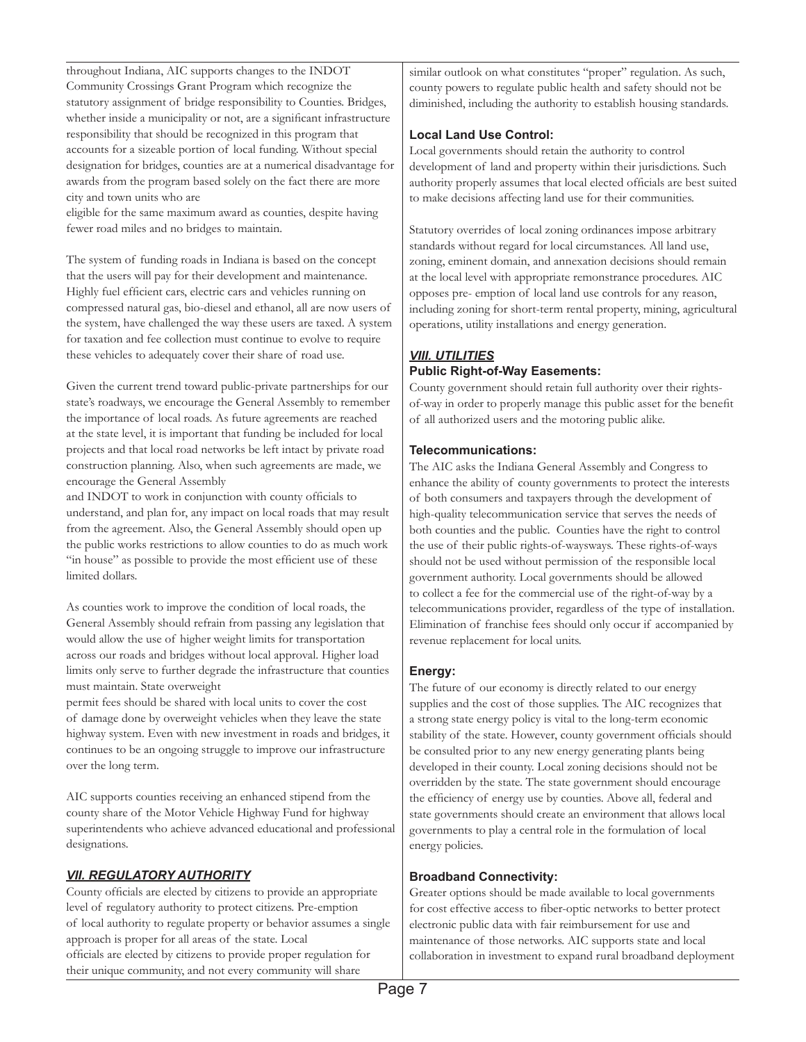throughout Indiana, AIC supports changes to the INDOT Community Crossings Grant Program which recognize the statutory assignment of bridge responsibility to Counties. Bridges, whether inside a municipality or not, are a significant infrastructure responsibility that should be recognized in this program that accounts for a sizeable portion of local funding. Without special designation for bridges, counties are at a numerical disadvantage for awards from the program based solely on the fact there are more city and town units who are eligible for the same maximum award as counties, despite having fewer road miles and no bridges to maintain.

The system of funding roads in Indiana is based on the concept that the users will pay for their development and maintenance. Highly fuel efficient cars, electric cars and vehicles running on compressed natural gas, bio-diesel and ethanol, all are now users of the system, have challenged the way these users are taxed. A system for taxation and fee collection must continue to evolve to require these vehicles to adequately cover their share of road use.

Given the current trend toward public-private partnerships for our state's roadways, we encourage the General Assembly to remember the importance of local roads. As future agreements are reached at the state level, it is important that funding be included for local projects and that local road networks be left intact by private road construction planning. Also, when such agreements are made, we encourage the General Assembly and INDOT to work in conjunction with county officials to understand, and plan for, any impact on local roads that may result from the agreement. Also, the General Assembly should open up the public works restrictions to allow counties to do as much work "in house" as possible to provide the most efficient use of these limited dollars.

As counties work to improve the condition of local roads, the General Assembly should refrain from passing any legislation that would allow the use of higher weight limits for transportation across our roads and bridges without local approval. Higher load limits only serve to further degrade the infrastructure that counties must maintain. State overweight permit fees should be shared with local units to cover the cost of damage done by overweight vehicles when they leave the state highway system. Even with new investment in roads and bridges, it continues to be an ongoing struggle to improve our infrastructure over the long term.

AIC supports counties receiving an enhanced stipend from the county share of the Motor Vehicle Highway Fund for highway superintendents who achieve advanced educational and professional designations.

## ***VII. REGULATORY AUTHORITY***

County officials are elected by citizens to provide an appropriate level of regulatory authority to protect citizens. Pre-emption of local authority to regulate property or behavior assumes a single approach is proper for all areas of the state. Local officials are elected by citizens to provide proper regulation for their unique community, and not every community will share similar outlook on what constitutes "proper" regulation. As such, county powers to regulate public health and safety should not be diminished, including the authority to establish housing standards.

### Local Land Use Control:

Local governments should retain the authority to control development of land and property within their jurisdictions. Such authority properly assumes that local elected officials are best suited to make decisions affecting land use for their communities.

Statutory overrides of local zoning ordinances impose arbitrary standards without regard for local circumstances. All land use, zoning, eminent domain, and annexation decisions should remain at the local level with appropriate remonstrance procedures. AIC opposes pre- emption of local land use controls for any reason, including zoning for short-term rental property, mining, agricultural operations, utility installations and energy generation.

## ***VIII. UTILITIES***

### Public Right-of-Way Easements:

County government should retain full authority over their rights-of-way in order to properly manage this public asset for the benefit of all authorized users and the motoring public alike.

### Telecommunications:

The AIC asks the Indiana General Assembly and Congress to enhance the ability of county governments to protect the interests of both consumers and taxpayers through the development of high-quality telecommunication service that serves the needs of both counties and the public. Counties have the right to control the use of their public rights-of-waysways. These rights-of-ways should not be used without permission of the responsible local government authority. Local governments should be allowed to collect a fee for the commercial use of the right-of-way by a telecommunications provider, regardless of the type of installation. Elimination of franchise fees should only occur if accompanied by revenue replacement for local units.

### Energy:

The future of our economy is directly related to our energy supplies and the cost of those supplies. The AIC recognizes that a strong state energy policy is vital to the long-term economic stability of the state. However, county government officials should be consulted prior to any new energy generating plants being developed in their county. Local zoning decisions should not be overridden by the state. The state government should encourage the efficiency of energy use by counties. Above all, federal and state governments should create an environment that allows local governments to play a central role in the formulation of local energy policies.

### Broadband Connectivity:

Greater options should be made available to local governments for cost effective access to fiber-optic networks to better protect electronic public data with fair reimbursement for use and maintenance of those networks. AIC supports state and local collaboration in investment to expand rural broadband deployment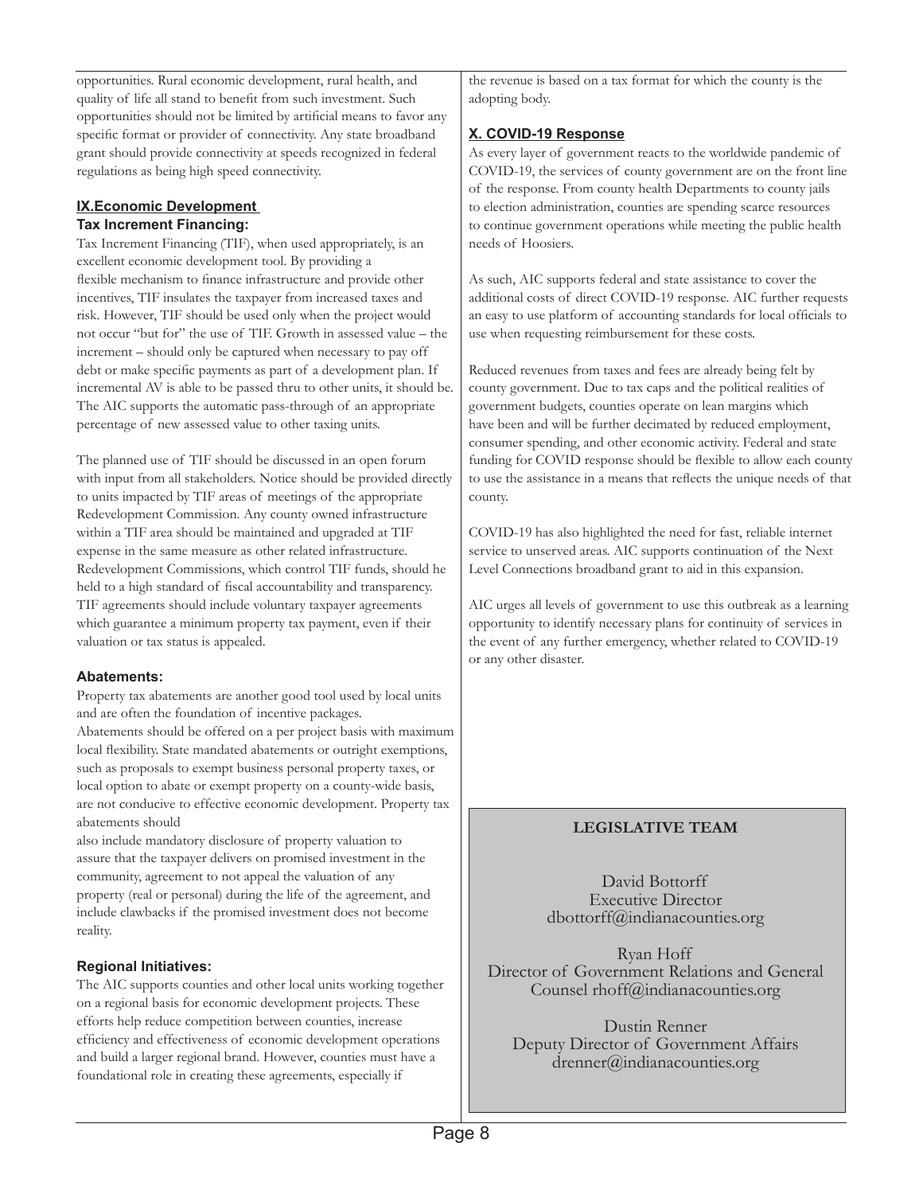opportunities. Rural economic development, rural health, and quality of life all stand to benefit from such investment. Such opportunities should not be limited by artificial means to favor any specific format or provider of connectivity. Any state broadband grant should provide connectivity at speeds recognized in federal regulations as being high speed connectivity.

## IX.Economic Development

### Tax Increment Financing:

Tax Increment Financing (TIF), when used appropriately, is an excellent economic development tool. By providing a flexible mechanism to finance infrastructure and provide other incentives, TIF insulates the taxpayer from increased taxes and risk. However, TIF should be used only when the project would not occur "but for" the use of TIF. Growth in assessed value – the increment – should only be captured when necessary to pay off debt or make specific payments as part of a development plan. If incremental AV is able to be passed thru to other units, it should be. The AIC supports the automatic pass-through of an appropriate percentage of new assessed value to other taxing units.

The planned use of TIF should be discussed in an open forum with input from all stakeholders. Notice should be provided directly to units impacted by TIF areas of meetings of the appropriate Redevelopment Commission. Any county owned infrastructure within a TIF area should be maintained and upgraded at TIF expense in the same measure as other related infrastructure. Redevelopment Commissions, which control TIF funds, should he held to a high standard of fiscal accountability and transparency. TIF agreements should include voluntary taxpayer agreements which guarantee a minimum property tax payment, even if their valuation or tax status is appealed.

### Abatements:

Property tax abatements are another good tool used by local units and are often the foundation of incentive packages. Abatements should be offered on a per project basis with maximum local flexibility. State mandated abatements or outright exemptions, such as proposals to exempt business personal property taxes, or local option to abate or exempt property on a county-wide basis, are not conducive to effective economic development. Property tax abatements should also include mandatory disclosure of property valuation to assure that the taxpayer delivers on promised investment in the community, agreement to not appeal the valuation of any property (real or personal) during the life of the agreement, and include clawbacks if the promised investment does not become reality.

### Regional Initiatives:

The AIC supports counties and other local units working together on a regional basis for economic development projects. These efforts help reduce competition between counties, increase efficiency and effectiveness of economic development operations and build a larger regional brand. However, counties must have a foundational role in creating these agreements, especially if the revenue is based on a tax format for which the county is the adopting body.

## X. COVID-19 Response

As every layer of government reacts to the worldwide pandemic of COVID-19, the services of county government are on the front line of the response. From county health Departments to county jails to election administration, counties are spending scarce resources to continue government operations while meeting the public health needs of Hoosiers.

As such, AIC supports federal and state assistance to cover the additional costs of direct COVID-19 response. AIC further requests an easy to use platform of accounting standards for local officials to use when requesting reimbursement for these costs.

Reduced revenues from taxes and fees are already being felt by county government. Due to tax caps and the political realities of government budgets, counties operate on lean margins which have been and will be further decimated by reduced employment, consumer spending, and other economic activity. Federal and state funding for COVID response should be flexible to allow each county to use the assistance in a means that reflects the unique needs of that county.

COVID-19 has also highlighted the need for fast, reliable internet service to unserved areas. AIC supports continuation of the Next Level Connections broadband grant to aid in this expansion.

AIC urges all levels of government to use this outbreak as a learning opportunity to identify necessary plans for continuity of services in the event of any further emergency, whether related to COVID-19 or any other disaster.

**LEGISLATIVE TEAM**

David Bottorff
Executive Director
dbottorff@indianacounties.org

Ryan Hoff
Director of Government Relations and General Counsel rhoff@indianacounties.org

Dustin Renner
Deputy Director of Government Affairs
drenner@indianacounties.org